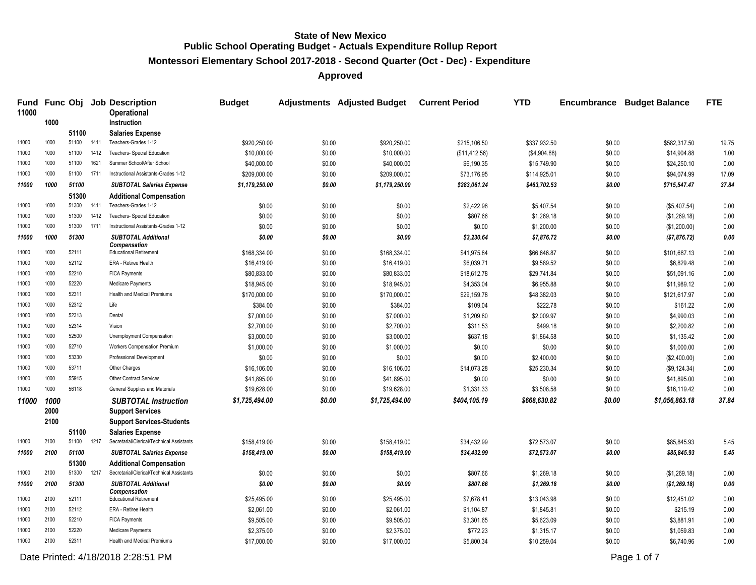# State of New Mexico
## Public School Operating Budget - Actuals Expenditure Rollup Report
### Montessori Elementary School 2017-2018 - Second Quarter (Oct - Dec) - Expenditure
### Approved

| Fund | Func | Obj | Job | Description | Budget | Adjustments | Adjusted Budget | Current Period | YTD | Encumbrance | Budget Balance | FTE |
|---|---|---|---|---|---|---|---|---|---|---|---|---|
| **11000** | | | | **Operational** | | | | | | | | |
| | **1000** | | | **Instruction** | | | | | | | | |
| | | **51100** | | **Salaries Expense** | | | | | | | | |
| 11000 | 1000 | 51100 | 1411 | Teachers-Grades 1-12 | $920,250.00 | $0.00 | $920,250.00 | $215,106.50 | $337,932.50 | $0.00 | $582,317.50 | 19.75 |
| 11000 | 1000 | 51100 | 1412 | Teachers- Special Education | $10,000.00 | $0.00 | $10,000.00 | ($11,412.56) | ($4,904.88) | $0.00 | $14,904.88 | 1.00 |
| 11000 | 1000 | 51100 | 1621 | Summer School/After School | $40,000.00 | $0.00 | $40,000.00 | $6,190.35 | $15,749.90 | $0.00 | $24,250.10 | 0.00 |
| 11000 | 1000 | 51100 | 1711 | Instructional Assistants-Grades 1-12 | $209,000.00 | $0.00 | $209,000.00 | $73,176.95 | $114,925.01 | $0.00 | $94,074.99 | 17.09 |
| ***11000*** | ***1000*** | ***51100*** | | ***SUBTOTAL Salaries Expense*** | ***$1,179,250.00*** | ***$0.00*** | ***$1,179,250.00*** | ***$283,061.24*** | ***$463,702.53*** | ***$0.00*** | ***$715,547.47*** | ***37.84*** |
| | | **51300** | | **Additional Compensation** | | | | | | | | |
| 11000 | 1000 | 51300 | 1411 | Teachers-Grades 1-12 | $0.00 | $0.00 | $0.00 | $2,422.98 | $5,407.54 | $0.00 | ($5,407.54) | 0.00 |
| 11000 | 1000 | 51300 | 1412 | Teachers- Special Education | $0.00 | $0.00 | $0.00 | $807.66 | $1,269.18 | $0.00 | ($1,269.18) | 0.00 |
| 11000 | 1000 | 51300 | 1711 | Instructional Assistants-Grades 1-12 | $0.00 | $0.00 | $0.00 | $0.00 | $1,200.00 | $0.00 | ($1,200.00) | 0.00 |
| ***11000*** | ***1000*** | ***51300*** | | ***SUBTOTAL Additional Compensation*** | ***$0.00*** | ***$0.00*** | ***$0.00*** | ***$3,230.64*** | ***$7,876.72*** | ***$0.00*** | ***($7,876.72)*** | ***0.00*** |
| 11000 | 1000 | 52111 | | Educational Retirement | $168,334.00 | $0.00 | $168,334.00 | $41,975.84 | $66,646.87 | $0.00 | $101,687.13 | 0.00 |
| 11000 | 1000 | 52112 | | ERA - Retiree Health | $16,419.00 | $0.00 | $16,419.00 | $6,039.71 | $9,589.52 | $0.00 | $6,829.48 | 0.00 |
| 11000 | 1000 | 52210 | | FICA Payments | $80,833.00 | $0.00 | $80,833.00 | $18,612.78 | $29,741.84 | $0.00 | $51,091.16 | 0.00 |
| 11000 | 1000 | 52220 | | Medicare Payments | $18,945.00 | $0.00 | $18,945.00 | $4,353.04 | $6,955.88 | $0.00 | $11,989.12 | 0.00 |
| 11000 | 1000 | 52311 | | Health and Medical Premiums | $170,000.00 | $0.00 | $170,000.00 | $29,159.78 | $48,382.03 | $0.00 | $121,617.97 | 0.00 |
| 11000 | 1000 | 52312 | | Life | $384.00 | $0.00 | $384.00 | $109.04 | $222.78 | $0.00 | $161.22 | 0.00 |
| 11000 | 1000 | 52313 | | Dental | $7,000.00 | $0.00 | $7,000.00 | $1,209.80 | $2,009.97 | $0.00 | $4,990.03 | 0.00 |
| 11000 | 1000 | 52314 | | Vision | $2,700.00 | $0.00 | $2,700.00 | $311.53 | $499.18 | $0.00 | $2,200.82 | 0.00 |
| 11000 | 1000 | 52500 | | Unemployment Compensation | $3,000.00 | $0.00 | $3,000.00 | $637.18 | $1,864.58 | $0.00 | $1,135.42 | 0.00 |
| 11000 | 1000 | 52710 | | Workers Compensation Premium | $1,000.00 | $0.00 | $1,000.00 | $0.00 | $0.00 | $0.00 | $1,000.00 | 0.00 |
| 11000 | 1000 | 53330 | | Professional Development | $0.00 | $0.00 | $0.00 | $0.00 | $2,400.00 | $0.00 | ($2,400.00) | 0.00 |
| 11000 | 1000 | 53711 | | Other Charges | $16,106.00 | $0.00 | $16,106.00 | $14,073.28 | $25,230.34 | $0.00 | ($9,124.34) | 0.00 |
| 11000 | 1000 | 55915 | | Other Contract Services | $41,895.00 | $0.00 | $41,895.00 | $0.00 | $0.00 | $0.00 | $41,895.00 | 0.00 |
| 11000 | 1000 | 56118 | | General Supplies and Materials | $19,628.00 | $0.00 | $19,628.00 | $1,331.33 | $3,508.58 | $0.00 | $16,119.42 | 0.00 |
| ***11000*** | ***1000*** | | | ***SUBTOTAL Instruction*** | ***$1,725,494.00*** | ***$0.00*** | ***$1,725,494.00*** | ***$404,105.19*** | ***$668,630.82*** | ***$0.00*** | ***$1,056,863.18*** | ***37.84*** |
| | **2000** | | | **Support Services** | | | | | | | | |
| | **2100** | | | **Support Services-Students** | | | | | | | | |
| | | **51100** | | **Salaries Expense** | | | | | | | | |
| 11000 | 2100 | 51100 | 1217 | Secretarial/Clerical/Technical Assistants | $158,419.00 | $0.00 | $158,419.00 | $34,432.99 | $72,573.07 | $0.00 | $85,845.93 | 5.45 |
| ***11000*** | ***2100*** | ***51100*** | | ***SUBTOTAL Salaries Expense*** | ***$158,419.00*** | ***$0.00*** | ***$158,419.00*** | ***$34,432.99*** | ***$72,573.07*** | ***$0.00*** | ***$85,845.93*** | ***5.45*** |
| | | **51300** | | **Additional Compensation** | | | | | | | | |
| 11000 | 2100 | 51300 | 1217 | Secretarial/Clerical/Technical Assistants | $0.00 | $0.00 | $0.00 | $807.66 | $1,269.18 | $0.00 | ($1,269.18) | 0.00 |
| ***11000*** | ***2100*** | ***51300*** | | ***SUBTOTAL Additional Compensation*** | ***$0.00*** | ***$0.00*** | ***$0.00*** | ***$807.66*** | ***$1,269.18*** | ***$0.00*** | ***($1,269.18)*** | ***0.00*** |
| 11000 | 2100 | 52111 | | Educational Retirement | $25,495.00 | $0.00 | $25,495.00 | $7,678.41 | $13,043.98 | $0.00 | $12,451.02 | 0.00 |
| 11000 | 2100 | 52112 | | ERA - Retiree Health | $2,061.00 | $0.00 | $2,061.00 | $1,104.87 | $1,845.81 | $0.00 | $215.19 | 0.00 |
| 11000 | 2100 | 52210 | | FICA Payments | $9,505.00 | $0.00 | $9,505.00 | $3,301.65 | $5,623.09 | $0.00 | $3,881.91 | 0.00 |
| 11000 | 2100 | 52220 | | Medicare Payments | $2,375.00 | $0.00 | $2,375.00 | $772.23 | $1,315.17 | $0.00 | $1,059.83 | 0.00 |
| 11000 | 2100 | 52311 | | Health and Medical Premiums | $17,000.00 | $0.00 | $17,000.00 | $5,800.34 | $10,259.04 | $0.00 | $6,740.96 | 0.00 |

Date Printed: 4/18/2018 2:28:51 PM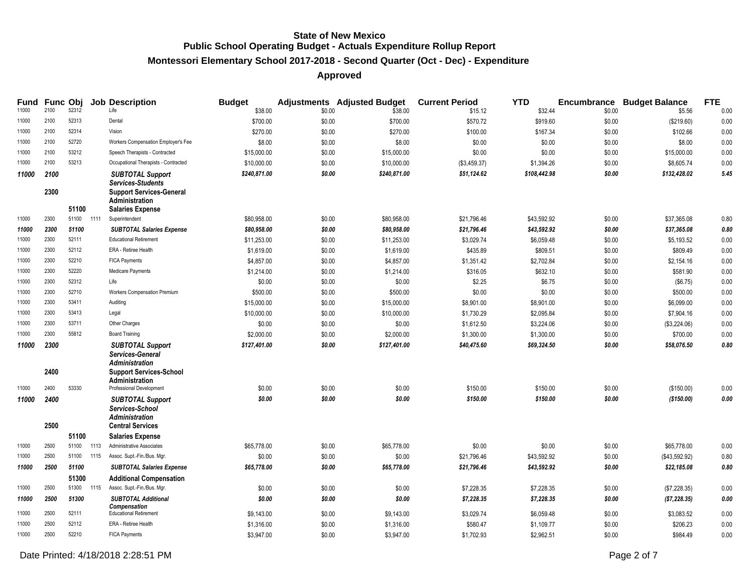# State of New Mexico
## Public School Operating Budget - Actuals Expenditure Rollup Report
### Montessori Elementary School 2017-2018 - Second Quarter (Oct - Dec) - Expenditure
### Approved

| Fund | Func | Obj | Job | Description | Budget | Adjustments | Adjusted Budget | Current Period | YTD | Encumbrance | Budget Balance | FTE |
|---|---|---|---|---|---|---|---|---|---|---|---|---|
| 11000 | 2100 | 52312 | | Life | $38.00 | $0.00 | $38.00 | $15.12 | $32.44 | $0.00 | $5.56 | 0.00 |
| 11000 | 2100 | 52313 | | Dental | $700.00 | $0.00 | $700.00 | $570.72 | $919.60 | $0.00 | ($219.60) | 0.00 |
| 11000 | 2100 | 52314 | | Vision | $270.00 | $0.00 | $270.00 | $100.00 | $167.34 | $0.00 | $102.66 | 0.00 |
| 11000 | 2100 | 52720 | | Workers Compensation Employer's Fee | $8.00 | $0.00 | $8.00 | $0.00 | $0.00 | $0.00 | $8.00 | 0.00 |
| 11000 | 2100 | 53212 | | Speech Therapists - Contracted | $15,000.00 | $0.00 | $15,000.00 | $0.00 | $0.00 | $0.00 | $15,000.00 | 0.00 |
| 11000 | 2100 | 53213 | | Occupational Therapists - Contracted | $10,000.00 | $0.00 | $10,000.00 | ($3,459.37) | $1,394.26 | $0.00 | $8,605.74 | 0.00 |
| ***11000*** | ***2100*** | | | ***SUBTOTAL Support Services-Students*** | ***$240,871.00*** | ***$0.00*** | ***$240,871.00*** | ***$51,124.62*** | ***$108,442.98*** | ***$0.00*** | ***$132,428.02*** | ***5.45*** |
| | **2300** | | | **Support Services-General Administration** | | | | | | | | |
| | | **51100** | | **Salaries Expense** | | | | | | | | |
| 11000 | 2300 | 51100 | 1111 | Superintendent | $80,958.00 | $0.00 | $80,958.00 | $21,796.46 | $43,592.92 | $0.00 | $37,365.08 | 0.80 |
| ***11000*** | ***2300*** | ***51100*** | | ***SUBTOTAL Salaries Expense*** | ***$80,958.00*** | ***$0.00*** | ***$80,958.00*** | ***$21,796.46*** | ***$43,592.92*** | ***$0.00*** | ***$37,365.08*** | ***0.80*** |
| 11000 | 2300 | 52111 | | Educational Retirement | $11,253.00 | $0.00 | $11,253.00 | $3,029.74 | $6,059.48 | $0.00 | $5,193.52 | 0.00 |
| 11000 | 2300 | 52112 | | ERA - Retiree Health | $1,619.00 | $0.00 | $1,619.00 | $435.89 | $809.51 | $0.00 | $809.49 | 0.00 |
| 11000 | 2300 | 52210 | | FICA Payments | $4,857.00 | $0.00 | $4,857.00 | $1,351.42 | $2,702.84 | $0.00 | $2,154.16 | 0.00 |
| 11000 | 2300 | 52220 | | Medicare Payments | $1,214.00 | $0.00 | $1,214.00 | $316.05 | $632.10 | $0.00 | $581.90 | 0.00 |
| 11000 | 2300 | 52312 | | Life | $0.00 | $0.00 | $0.00 | $2.25 | $6.75 | $0.00 | ($6.75) | 0.00 |
| 11000 | 2300 | 52710 | | Workers Compensation Premium | $500.00 | $0.00 | $500.00 | $0.00 | $0.00 | $0.00 | $500.00 | 0.00 |
| 11000 | 2300 | 53411 | | Auditing | $15,000.00 | $0.00 | $15,000.00 | $8,901.00 | $8,901.00 | $0.00 | $6,099.00 | 0.00 |
| 11000 | 2300 | 53413 | | Legal | $10,000.00 | $0.00 | $10,000.00 | $1,730.29 | $2,095.84 | $0.00 | $7,904.16 | 0.00 |
| 11000 | 2300 | 53711 | | Other Charges | $0.00 | $0.00 | $0.00 | $1,612.50 | $3,224.06 | $0.00 | ($3,224.06) | 0.00 |
| 11000 | 2300 | 55812 | | Board Training | $2,000.00 | $0.00 | $2,000.00 | $1,300.00 | $1,300.00 | $0.00 | $700.00 | 0.00 |
| ***11000*** | ***2300*** | | | ***SUBTOTAL Support Services-General Administration*** | ***$127,401.00*** | ***$0.00*** | ***$127,401.00*** | ***$40,475.60*** | ***$69,324.50*** | ***$0.00*** | ***$58,076.50*** | ***0.80*** |
| | **2400** | | | **Support Services-School Administration** | | | | | | | | |
| 11000 | 2400 | 53330 | | Professional Development | $0.00 | $0.00 | $0.00 | $150.00 | $150.00 | $0.00 | ($150.00) | 0.00 |
| ***11000*** | ***2400*** | | | ***SUBTOTAL Support Services-School Administration*** | ***$0.00*** | ***$0.00*** | ***$0.00*** | ***$150.00*** | ***$150.00*** | ***$0.00*** | ***($150.00)*** | ***0.00*** |
| | **2500** | | | **Central Services** | | | | | | | | |
| | | **51100** | | **Salaries Expense** | | | | | | | | |
| 11000 | 2500 | 51100 | 1113 | Administrative Associates | $65,778.00 | $0.00 | $65,778.00 | $0.00 | $0.00 | $0.00 | $65,778.00 | 0.00 |
| 11000 | 2500 | 51100 | 1115 | Assoc. Supt.-Fin./Bus. Mgr. | $0.00 | $0.00 | $0.00 | $21,796.46 | $43,592.92 | $0.00 | ($43,592.92) | 0.80 |
| ***11000*** | ***2500*** | ***51100*** | | ***SUBTOTAL Salaries Expense*** | ***$65,778.00*** | ***$0.00*** | ***$65,778.00*** | ***$21,796.46*** | ***$43,592.92*** | ***$0.00*** | ***$22,185.08*** | ***0.80*** |
| | | **51300** | | **Additional Compensation** | | | | | | | | |
| 11000 | 2500 | 51300 | 1115 | Assoc. Supt.-Fin./Bus. Mgr. | $0.00 | $0.00 | $0.00 | $7,228.35 | $7,228.35 | $0.00 | ($7,228.35) | 0.00 |
| ***11000*** | ***2500*** | ***51300*** | | ***SUBTOTAL Additional Compensation*** | ***$0.00*** | ***$0.00*** | ***$0.00*** | ***$7,228.35*** | ***$7,228.35*** | ***$0.00*** | ***($7,228.35)*** | ***0.00*** |
| 11000 | 2500 | 52111 | | Educational Retirement | $9,143.00 | $0.00 | $9,143.00 | $3,029.74 | $6,059.48 | $0.00 | $3,083.52 | 0.00 |
| 11000 | 2500 | 52112 | | ERA - Retiree Health | $1,316.00 | $0.00 | $1,316.00 | $580.47 | $1,109.77 | $0.00 | $206.23 | 0.00 |
| 11000 | 2500 | 52210 | | FICA Payments | $3,947.00 | $0.00 | $3,947.00 | $1,702.93 | $2,962.51 | $0.00 | $984.49 | 0.00 |

Date Printed: 4/18/2018 2:28:51 PM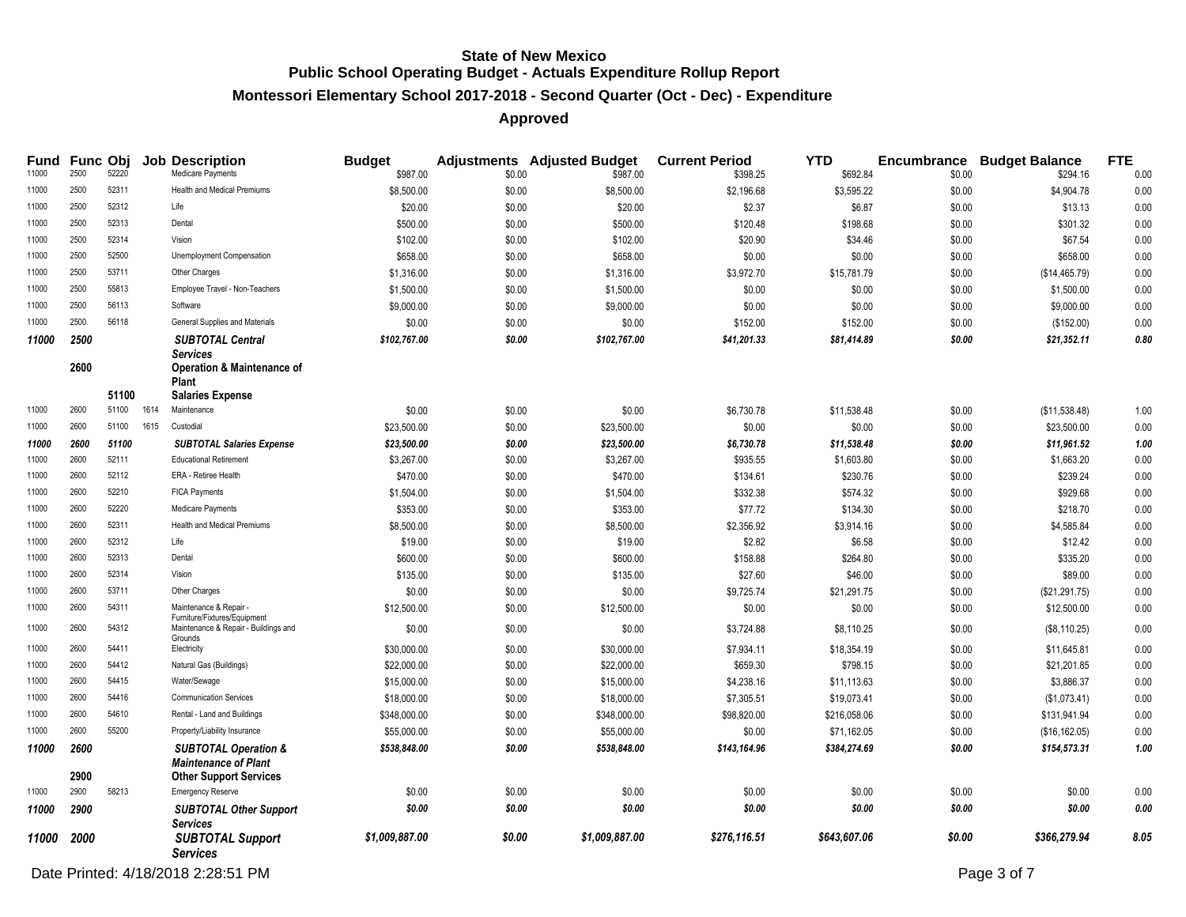**State of New Mexico**
**Public School Operating Budget - Actuals Expenditure Rollup Report**
**Montessori Elementary School 2017-2018 - Second Quarter (Oct - Dec) - Expenditure**
**Approved**

| Fund | Func | Obj | Job | Description | Budget | Adjustments | Adjusted Budget | Current Period | YTD | Encumbrance | Budget Balance | FTE |
|---|---|---|---|---|---|---|---|---|---|---|---|---|
| 11000 | 2500 | 52220 | | Medicare Payments | $987.00 | $0.00 | $987.00 | $398.25 | $692.84 | $0.00 | $294.16 | 0.00 |
| 11000 | 2500 | 52311 | | Health and Medical Premiums | $8,500.00 | $0.00 | $8,500.00 | $2,196.68 | $3,595.22 | $0.00 | $4,904.78 | 0.00 |
| 11000 | 2500 | 52312 | | Life | $20.00 | $0.00 | $20.00 | $2.37 | $6.87 | $0.00 | $13.13 | 0.00 |
| 11000 | 2500 | 52313 | | Dental | $500.00 | $0.00 | $500.00 | $120.48 | $198.68 | $0.00 | $301.32 | 0.00 |
| 11000 | 2500 | 52314 | | Vision | $102.00 | $0.00 | $102.00 | $20.90 | $34.46 | $0.00 | $67.54 | 0.00 |
| 11000 | 2500 | 52500 | | Unemployment Compensation | $658.00 | $0.00 | $658.00 | $0.00 | $0.00 | $0.00 | $658.00 | 0.00 |
| 11000 | 2500 | 53711 | | Other Charges | $1,316.00 | $0.00 | $1,316.00 | $3,972.70 | $15,781.79 | $0.00 | ($14,465.79) | 0.00 |
| 11000 | 2500 | 55813 | | Employee Travel - Non-Teachers | $1,500.00 | $0.00 | $1,500.00 | $0.00 | $0.00 | $0.00 | $1,500.00 | 0.00 |
| 11000 | 2500 | 56113 | | Software | $9,000.00 | $0.00 | $9,000.00 | $0.00 | $0.00 | $0.00 | $9,000.00 | 0.00 |
| 11000 | 2500 | 56118 | | General Supplies and Materials | $0.00 | $0.00 | $0.00 | $152.00 | $152.00 | $0.00 | ($152.00) | 0.00 |
| ***11000*** | ***2500*** | | | ***SUBTOTAL Central Services*** | ***$102,767.00*** | ***$0.00*** | ***$102,767.00*** | ***$41,201.33*** | ***$81,414.89*** | ***$0.00*** | ***$21,352.11*** | ***0.80*** |
| | **2600** | | | **Operation & Maintenance of Plant** | | | | | | | | |
| | | **51100** | | **Salaries Expense** | | | | | | | | |
| 11000 | 2600 | 51100 | 1614 | Maintenance | $0.00 | $0.00 | $0.00 | $6,730.78 | $11,538.48 | $0.00 | ($11,538.48) | 1.00 |
| 11000 | 2600 | 51100 | 1615 | Custodial | $23,500.00 | $0.00 | $23,500.00 | $0.00 | $0.00 | $0.00 | $23,500.00 | 0.00 |
| ***11000*** | ***2600*** | ***51100*** | | ***SUBTOTAL Salaries Expense*** | ***$23,500.00*** | ***$0.00*** | ***$23,500.00*** | ***$6,730.78*** | ***$11,538.48*** | ***$0.00*** | ***$11,961.52*** | ***1.00*** |
| 11000 | 2600 | 52111 | | Educational Retirement | $3,267.00 | $0.00 | $3,267.00 | $935.55 | $1,603.80 | $0.00 | $1,663.20 | 0.00 |
| 11000 | 2600 | 52112 | | ERA - Retiree Health | $470.00 | $0.00 | $470.00 | $134.61 | $230.76 | $0.00 | $239.24 | 0.00 |
| 11000 | 2600 | 52210 | | FICA Payments | $1,504.00 | $0.00 | $1,504.00 | $332.38 | $574.32 | $0.00 | $929.68 | 0.00 |
| 11000 | 2600 | 52220 | | Medicare Payments | $353.00 | $0.00 | $353.00 | $77.72 | $134.30 | $0.00 | $218.70 | 0.00 |
| 11000 | 2600 | 52311 | | Health and Medical Premiums | $8,500.00 | $0.00 | $8,500.00 | $2,356.92 | $3,914.16 | $0.00 | $4,585.84 | 0.00 |
| 11000 | 2600 | 52312 | | Life | $19.00 | $0.00 | $19.00 | $2.82 | $6.58 | $0.00 | $12.42 | 0.00 |
| 11000 | 2600 | 52313 | | Dental | $600.00 | $0.00 | $600.00 | $158.88 | $264.80 | $0.00 | $335.20 | 0.00 |
| 11000 | 2600 | 52314 | | Vision | $135.00 | $0.00 | $135.00 | $27.60 | $46.00 | $0.00 | $89.00 | 0.00 |
| 11000 | 2600 | 53711 | | Other Charges | $0.00 | $0.00 | $0.00 | $9,725.74 | $21,291.75 | $0.00 | ($21,291.75) | 0.00 |
| 11000 | 2600 | 54311 | | Maintenance & Repair - Furniture/Fixtures/Equipment | $12,500.00 | $0.00 | $12,500.00 | $0.00 | $0.00 | $0.00 | $12,500.00 | 0.00 |
| 11000 | 2600 | 54312 | | Maintenance & Repair - Buildings and Grounds | $0.00 | $0.00 | $0.00 | $3,724.88 | $8,110.25 | $0.00 | ($8,110.25) | 0.00 |
| 11000 | 2600 | 54411 | | Electricity | $30,000.00 | $0.00 | $30,000.00 | $7,934.11 | $18,354.19 | $0.00 | $11,645.81 | 0.00 |
| 11000 | 2600 | 54412 | | Natural Gas (Buildings) | $22,000.00 | $0.00 | $22,000.00 | $659.30 | $798.15 | $0.00 | $21,201.85 | 0.00 |
| 11000 | 2600 | 54415 | | Water/Sewage | $15,000.00 | $0.00 | $15,000.00 | $4,238.16 | $11,113.63 | $0.00 | $3,886.37 | 0.00 |
| 11000 | 2600 | 54416 | | Communication Services | $18,000.00 | $0.00 | $18,000.00 | $7,305.51 | $19,073.41 | $0.00 | ($1,073.41) | 0.00 |
| 11000 | 2600 | 54610 | | Rental - Land and Buildings | $348,000.00 | $0.00 | $348,000.00 | $98,820.00 | $216,058.06 | $0.00 | $131,941.94 | 0.00 |
| 11000 | 2600 | 55200 | | Property/Liability Insurance | $55,000.00 | $0.00 | $55,000.00 | $0.00 | $71,162.05 | $0.00 | ($16,162.05) | 0.00 |
| ***11000*** | ***2600*** | | | ***SUBTOTAL Operation & Maintenance of Plant*** | ***$538,848.00*** | ***$0.00*** | ***$538,848.00*** | ***$143,164.96*** | ***$384,274.69*** | ***$0.00*** | ***$154,573.31*** | ***1.00*** |
| | **2900** | | | **Other Support Services** | | | | | | | | |
| 11000 | 2900 | 58213 | | Emergency Reserve | $0.00 | $0.00 | $0.00 | $0.00 | $0.00 | $0.00 | $0.00 | 0.00 |
| ***11000*** | ***2900*** | | | ***SUBTOTAL Other Support Services*** | ***$0.00*** | ***$0.00*** | ***$0.00*** | ***$0.00*** | ***$0.00*** | ***$0.00*** | ***$0.00*** | ***0.00*** |
| ***11000*** | ***2000*** | | | ***SUBTOTAL Support Services*** | ***$1,009,887.00*** | ***$0.00*** | ***$1,009,887.00*** | ***$276,116.51*** | ***$643,607.06*** | ***$0.00*** | ***$366,279.94*** | ***8.05*** |

Date Printed: 4/18/2018 2:28:51 PM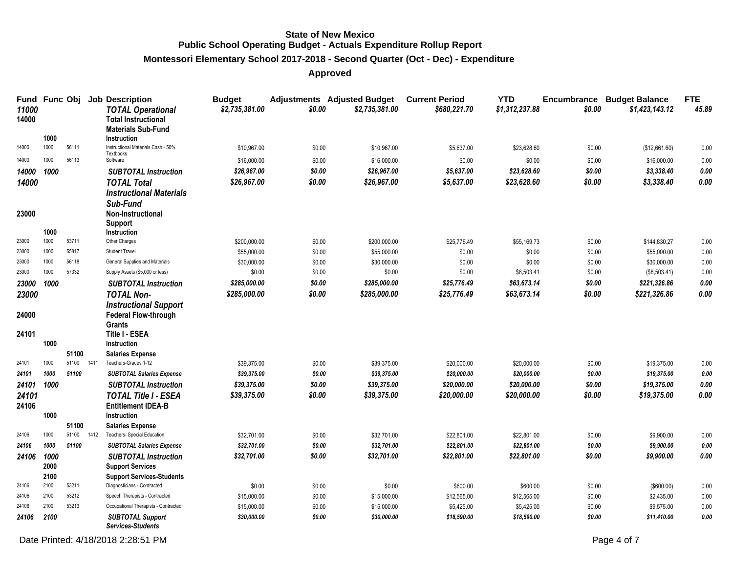**State of New Mexico**
**Public School Operating Budget - Actuals Expenditure Rollup Report**
**Montessori Elementary School 2017-2018 - Second Quarter (Oct - Dec) - Expenditure**
**Approved**

| Fund | Func | Obj | Job | Description | Budget | Adjustments | Adjusted Budget | Current Period | YTD | Encumbrance | Budget Balance | FTE |
|---|---|---|---|---|---|---|---|---|---|---|---|---|
| *11000* | | | | *TOTAL Operational* | *$2,735,381.00* | *$0.00* | *$2,735,381.00* | *$680,221.70* | *$1,312,237.88* | *$0.00* | *$1,423,143.12* | *45.89* |
| **14000** | | | | **Total Instructional Materials Sub-Fund** | | | | | | | | |
| | **1000** | | | **Instruction** | | | | | | | | |
| 14000 | 1000 | 56111 | | Instructional Materials Cash - 50% Textbooks | $10,967.00 | $0.00 | $10,967.00 | $5,637.00 | $23,628.60 | $0.00 | ($12,661.60) | 0.00 |
| 14000 | 1000 | 56113 | | Software | $16,000.00 | $0.00 | $16,000.00 | $0.00 | $0.00 | $0.00 | $16,000.00 | 0.00 |
| *14000* | *1000* | | | *SUBTOTAL Instruction* | *$26,967.00* | *$0.00* | *$26,967.00* | *$5,637.00* | *$23,628.60* | *$0.00* | *$3,338.40* | *0.00* |
| *14000* | | | | *TOTAL Total Instructional Materials Sub-Fund* | *$26,967.00* | *$0.00* | *$26,967.00* | *$5,637.00* | *$23,628.60* | *$0.00* | *$3,338.40* | *0.00* |
| **23000** | | | | **Non-Instructional Support** | | | | | | | | |
| | **1000** | | | **Instruction** | | | | | | | | |
| 23000 | 1000 | 53711 | | Other Charges | $200,000.00 | $0.00 | $200,000.00 | $25,776.49 | $55,169.73 | $0.00 | $144,830.27 | 0.00 |
| 23000 | 1000 | 55817 | | Student Travel | $55,000.00 | $0.00 | $55,000.00 | $0.00 | $0.00 | $0.00 | $55,000.00 | 0.00 |
| 23000 | 1000 | 56118 | | General Supplies and Materials | $30,000.00 | $0.00 | $30,000.00 | $0.00 | $0.00 | $0.00 | $30,000.00 | 0.00 |
| 23000 | 1000 | 57332 | | Supply Assets ($5,000 or less) | $0.00 | $0.00 | $0.00 | $0.00 | $8,503.41 | $0.00 | ($8,503.41) | 0.00 |
| *23000* | *1000* | | | *SUBTOTAL Instruction* | *$285,000.00* | *$0.00* | *$285,000.00* | *$25,776.49* | *$63,673.14* | *$0.00* | *$221,326.86* | *0.00* |
| *23000* | | | | *TOTAL Non-Instructional Support* | *$285,000.00* | *$0.00* | *$285,000.00* | *$25,776.49* | *$63,673.14* | *$0.00* | *$221,326.86* | *0.00* |
| **24000** | | | | **Federal Flow-through Grants** | | | | | | | | |
| **24101** | | | | **Title I - ESEA** | | | | | | | | |
| | **1000** | | | **Instruction** | | | | | | | | |
| | | **51100** | | **Salaries Expense** | | | | | | | | |
| 24101 | 1000 | 51100 | 1411 | Teachers-Grades 1-12 | $39,375.00 | $0.00 | $39,375.00 | $20,000.00 | $20,000.00 | $0.00 | $19,375.00 | 0.00 |
| *24101* | *1000* | *51100* | | *SUBTOTAL Salaries Expense* | *$39,375.00* | *$0.00* | *$39,375.00* | *$20,000.00* | *$20,000.00* | *$0.00* | *$19,375.00* | *0.00* |
| *24101* | *1000* | | | *SUBTOTAL Instruction* | *$39,375.00* | *$0.00* | *$39,375.00* | *$20,000.00* | *$20,000.00* | *$0.00* | *$19,375.00* | *0.00* |
| *24101* | | | | *TOTAL Title I - ESEA* | *$39,375.00* | *$0.00* | *$39,375.00* | *$20,000.00* | *$20,000.00* | *$0.00* | *$19,375.00* | *0.00* |
| **24106** | | | | **Entitlement IDEA-B** | | | | | | | | |
| | **1000** | | | **Instruction** | | | | | | | | |
| | | **51100** | | **Salaries Expense** | | | | | | | | |
| 24106 | 1000 | 51100 | 1412 | Teachers- Special Education | $32,701.00 | $0.00 | $32,701.00 | $22,801.00 | $22,801.00 | $0.00 | $9,900.00 | 0.00 |
| *24106* | *1000* | *51100* | | *SUBTOTAL Salaries Expense* | *$32,701.00* | *$0.00* | *$32,701.00* | *$22,801.00* | *$22,801.00* | *$0.00* | *$9,900.00* | *0.00* |
| *24106* | *1000* | | | *SUBTOTAL Instruction* | *$32,701.00* | *$0.00* | *$32,701.00* | *$22,801.00* | *$22,801.00* | *$0.00* | *$9,900.00* | *0.00* |
| | **2000** | | | **Support Services** | | | | | | | | |
| | **2100** | | | **Support Services-Students** | | | | | | | | |
| 24106 | 2100 | 53211 | | Diagnosticians - Contracted | $0.00 | $0.00 | $0.00 | $600.00 | $600.00 | $0.00 | ($600.00) | 0.00 |
| 24106 | 2100 | 53212 | | Speech Therapists - Contracted | $15,000.00 | $0.00 | $15,000.00 | $12,565.00 | $12,565.00 | $0.00 | $2,435.00 | 0.00 |
| 24106 | 2100 | 53213 | | Occupational Therapists - Contracted | $15,000.00 | $0.00 | $15,000.00 | $5,425.00 | $5,425.00 | $0.00 | $9,575.00 | 0.00 |
| *24106* | *2100* | | | *SUBTOTAL Support Services-Students* | *$30,000.00* | *$0.00* | *$30,000.00* | *$18,590.00* | *$18,590.00* | *$0.00* | *$11,410.00* | *0.00* |

Date Printed: 4/18/2018 2:28:51 PM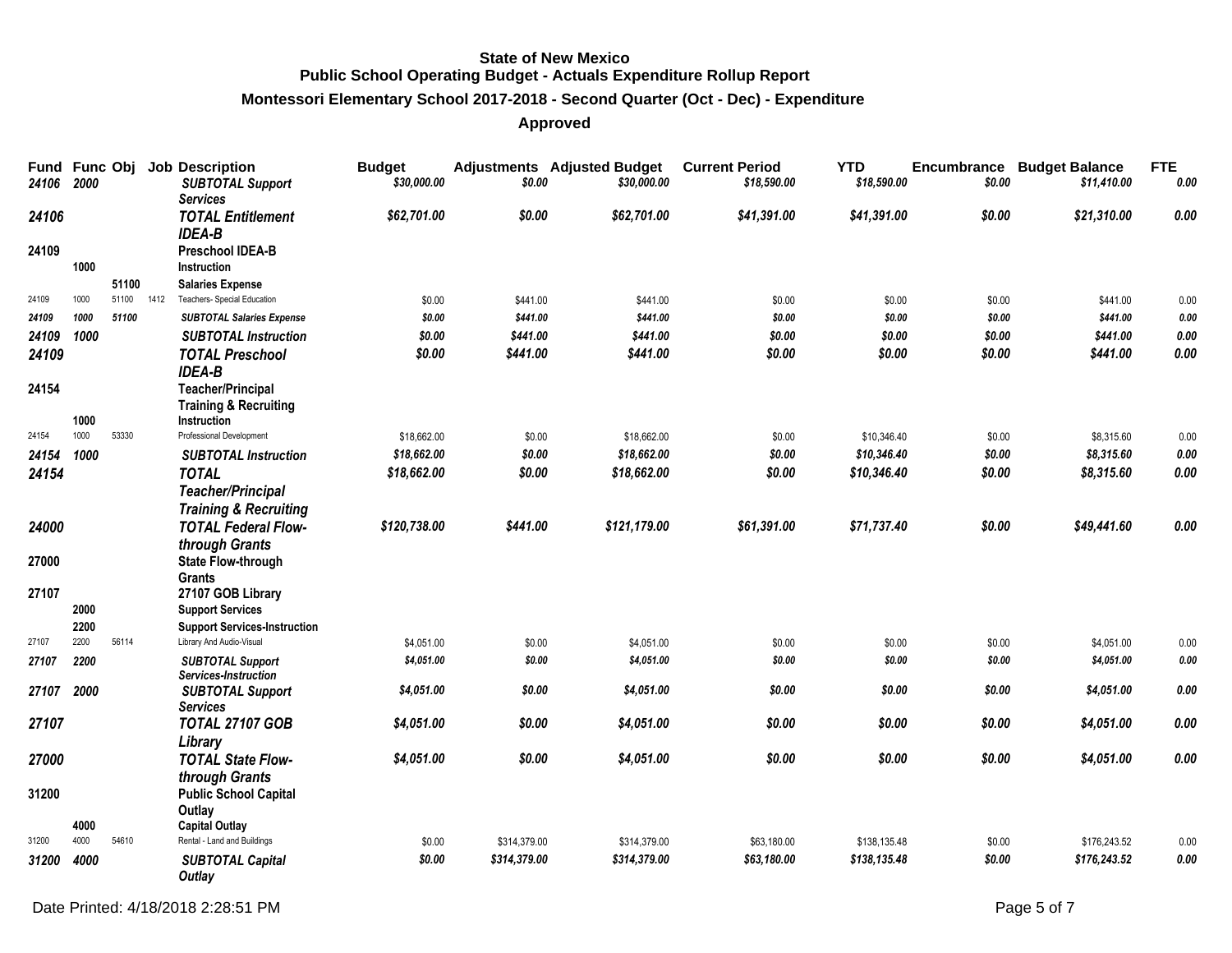**State of New Mexico**
**Public School Operating Budget - Actuals Expenditure Rollup Report**
**Montessori Elementary School 2017-2018 - Second Quarter (Oct - Dec) - Expenditure**
**Approved**

| Fund | Func | Obj | Job | Description | Budget | Adjustments | Adjusted Budget | Current Period | YTD | Encumbrance | Budget Balance | FTE |
|---|---|---|---|---|---|---|---|---|---|---|---|---|
| *24106* | *2000* | | | ***SUBTOTAL Support Services*** | *$30,000.00* | *$0.00* | *$30,000.00* | *$18,590.00* | *$18,590.00* | *$0.00* | *$11,410.00* | *0.00* |
| ***24106*** | | | | ***TOTAL Entitlement IDEA-B*** | ***$62,701.00*** | ***$0.00*** | ***$62,701.00*** | ***$41,391.00*** | ***$41,391.00*** | ***$0.00*** | ***$21,310.00*** | ***0.00*** |
| **24109** | | | | **Preschool IDEA-B** | | | | | | | | |
| | **1000** | | | **Instruction** | | | | | | | | |
| | | **51100** | | **Salaries Expense** | | | | | | | | |
| 24109 | 1000 | 51100 | 1412 | Teachers- Special Education | $0.00 | $441.00 | $441.00 | $0.00 | $0.00 | $0.00 | $441.00 | 0.00 |
| *24109* | *1000* | *51100* | | ***SUBTOTAL Salaries Expense*** | *$0.00* | *$441.00* | *$441.00* | *$0.00* | *$0.00* | *$0.00* | *$441.00* | *0.00* |
| *24109* | *1000* | | | ***SUBTOTAL Instruction*** | *$0.00* | *$441.00* | *$441.00* | *$0.00* | *$0.00* | *$0.00* | *$441.00* | *0.00* |
| ***24109*** | | | | ***TOTAL Preschool IDEA-B*** | ***$0.00*** | ***$441.00*** | ***$441.00*** | ***$0.00*** | ***$0.00*** | ***$0.00*** | ***$441.00*** | ***0.00*** |
| **24154** | | | | **Teacher/Principal Training & Recruiting** | | | | | | | | |
| | **1000** | | | **Instruction** | | | | | | | | |
| 24154 | 1000 | 53330 | | Professional Development | $18,662.00 | $0.00 | $18,662.00 | $0.00 | $10,346.40 | $0.00 | $8,315.60 | 0.00 |
| *24154* | *1000* | | | ***SUBTOTAL Instruction*** | *$18,662.00* | *$0.00* | *$18,662.00* | *$0.00* | *$10,346.40* | *$0.00* | *$8,315.60* | *0.00* |
| ***24154*** | | | | ***TOTAL Teacher/Principal Training & Recruiting*** | ***$18,662.00*** | ***$0.00*** | ***$18,662.00*** | ***$0.00*** | ***$10,346.40*** | ***$0.00*** | ***$8,315.60*** | ***0.00*** |
| ***24000*** | | | | ***TOTAL Federal Flow-through Grants*** | ***$120,738.00*** | ***$441.00*** | ***$121,179.00*** | ***$61,391.00*** | ***$71,737.40*** | ***$0.00*** | ***$49,441.60*** | ***0.00*** |
| **27000** | | | | **State Flow-through Grants** | | | | | | | | |
| **27107** | | | | **27107 GOB Library** | | | | | | | | |
| | **2000** | | | **Support Services** | | | | | | | | |
| | **2200** | | | **Support Services-Instruction** | | | | | | | | |
| 27107 | 2200 | 56114 | | Library And Audio-Visual | $4,051.00 | $0.00 | $4,051.00 | $0.00 | $0.00 | $0.00 | $4,051.00 | 0.00 |
| *27107* | *2200* | | | ***SUBTOTAL Support Services-Instruction*** | *$4,051.00* | *$0.00* | *$4,051.00* | *$0.00* | *$0.00* | *$0.00* | *$4,051.00* | *0.00* |
| *27107* | *2000* | | | ***SUBTOTAL Support Services*** | *$4,051.00* | *$0.00* | *$4,051.00* | *$0.00* | *$0.00* | *$0.00* | *$4,051.00* | *0.00* |
| ***27107*** | | | | ***TOTAL 27107 GOB Library*** | ***$4,051.00*** | ***$0.00*** | ***$4,051.00*** | ***$0.00*** | ***$0.00*** | ***$0.00*** | ***$4,051.00*** | ***0.00*** |
| ***27000*** | | | | ***TOTAL State Flow-through Grants*** | ***$4,051.00*** | ***$0.00*** | ***$4,051.00*** | ***$0.00*** | ***$0.00*** | ***$0.00*** | ***$4,051.00*** | ***0.00*** |
| **31200** | | | | **Public School Capital Outlay** | | | | | | | | |
| | **4000** | | | **Capital Outlay** | | | | | | | | |
| 31200 | 4000 | 54610 | | Rental - Land and Buildings | $0.00 | $314,379.00 | $314,379.00 | $63,180.00 | $138,135.48 | $0.00 | $176,243.52 | 0.00 |
| *31200* | *4000* | | | ***SUBTOTAL Capital Outlay*** | *$0.00* | *$314,379.00* | *$314,379.00* | *$63,180.00* | *$138,135.48* | *$0.00* | *$176,243.52* | *0.00* |

Date Printed: 4/18/2018 2:28:51 PM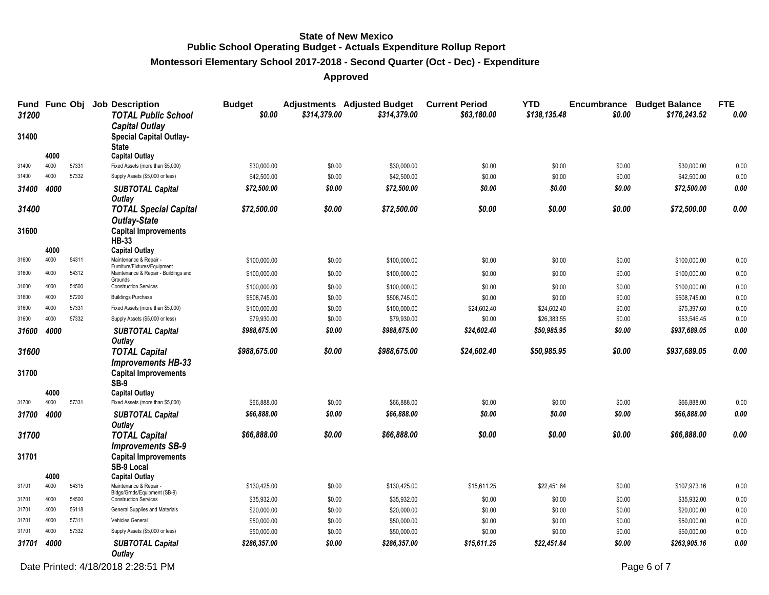**State of New Mexico**
**Public School Operating Budget - Actuals Expenditure Rollup Report**
**Montessori Elementary School 2017-2018 - Second Quarter (Oct - Dec) - Expenditure**
**Approved**

| Fund | Func | Obj | Job | Description | Budget | Adjustments | Adjusted Budget | Current Period | YTD | Encumbrance | Budget Balance | FTE |
|---|---|---|---|---|---|---|---|---|---|---|---|---|
| ***31200*** | | | | ***TOTAL Public School Capital Outlay*** | ***$0.00*** | ***$314,379.00*** | ***$314,379.00*** | ***$63,180.00*** | ***$138,135.48*** | ***$0.00*** | ***$176,243.52*** | ***0.00*** |
| **31400** | | | | **Special Capital Outlay-State** | | | | | | | | |
| | **4000** | | | **Capital Outlay** | | | | | | | | |
| 31400 | 4000 | 57331 | | Fixed Assets (more than $5,000) | $30,000.00 | $0.00 | $30,000.00 | $0.00 | $0.00 | $0.00 | $30,000.00 | 0.00 |
| 31400 | 4000 | 57332 | | Supply Assets ($5,000 or less) | $42,500.00 | $0.00 | $42,500.00 | $0.00 | $0.00 | $0.00 | $42,500.00 | 0.00 |
| ***31400*** | ***4000*** | | | ***SUBTOTAL Capital Outlay*** | ***$72,500.00*** | ***$0.00*** | ***$72,500.00*** | ***$0.00*** | ***$0.00*** | ***$0.00*** | ***$72,500.00*** | ***0.00*** |
| ***31400*** | | | | ***TOTAL Special Capital Outlay-State*** | ***$72,500.00*** | ***$0.00*** | ***$72,500.00*** | ***$0.00*** | ***$0.00*** | ***$0.00*** | ***$72,500.00*** | ***0.00*** |
| **31600** | | | | **Capital Improvements HB-33** | | | | | | | | |
| | **4000** | | | **Capital Outlay** | | | | | | | | |
| 31600 | 4000 | 54311 | | Maintenance & Repair - Furniture/Fixtures/Equipment | $100,000.00 | $0.00 | $100,000.00 | $0.00 | $0.00 | $0.00 | $100,000.00 | 0.00 |
| 31600 | 4000 | 54312 | | Maintenance & Repair - Buildings and Grounds | $100,000.00 | $0.00 | $100,000.00 | $0.00 | $0.00 | $0.00 | $100,000.00 | 0.00 |
| 31600 | 4000 | 54500 | | Construction Services | $100,000.00 | $0.00 | $100,000.00 | $0.00 | $0.00 | $0.00 | $100,000.00 | 0.00 |
| 31600 | 4000 | 57200 | | Buildings Purchase | $508,745.00 | $0.00 | $508,745.00 | $0.00 | $0.00 | $0.00 | $508,745.00 | 0.00 |
| 31600 | 4000 | 57331 | | Fixed Assets (more than $5,000) | $100,000.00 | $0.00 | $100,000.00 | $24,602.40 | $24,602.40 | $0.00 | $75,397.60 | 0.00 |
| 31600 | 4000 | 57332 | | Supply Assets ($5,000 or less) | $79,930.00 | $0.00 | $79,930.00 | $0.00 | $26,383.55 | $0.00 | $53,546.45 | 0.00 |
| ***31600*** | ***4000*** | | | ***SUBTOTAL Capital Outlay*** | ***$988,675.00*** | ***$0.00*** | ***$988,675.00*** | ***$24,602.40*** | ***$50,985.95*** | ***$0.00*** | ***$937,689.05*** | ***0.00*** |
| ***31600*** | | | | ***TOTAL Capital Improvements HB-33*** | ***$988,675.00*** | ***$0.00*** | ***$988,675.00*** | ***$24,602.40*** | ***$50,985.95*** | ***$0.00*** | ***$937,689.05*** | ***0.00*** |
| **31700** | | | | **Capital Improvements SB-9** | | | | | | | | |
| | **4000** | | | **Capital Outlay** | | | | | | | | |
| 31700 | 4000 | 57331 | | Fixed Assets (more than $5,000) | $66,888.00 | $0.00 | $66,888.00 | $0.00 | $0.00 | $0.00 | $66,888.00 | 0.00 |
| ***31700*** | ***4000*** | | | ***SUBTOTAL Capital Outlay*** | ***$66,888.00*** | ***$0.00*** | ***$66,888.00*** | ***$0.00*** | ***$0.00*** | ***$0.00*** | ***$66,888.00*** | ***0.00*** |
| ***31700*** | | | | ***TOTAL Capital Improvements SB-9*** | ***$66,888.00*** | ***$0.00*** | ***$66,888.00*** | ***$0.00*** | ***$0.00*** | ***$0.00*** | ***$66,888.00*** | ***0.00*** |
| **31701** | | | | **Capital Improvements SB-9 Local** | | | | | | | | |
| | **4000** | | | **Capital Outlay** | | | | | | | | |
| 31701 | 4000 | 54315 | | Maintenance & Repair - Bldgs/Grnds/Equipment (SB-9) | $130,425.00 | $0.00 | $130,425.00 | $15,611.25 | $22,451.84 | $0.00 | $107,973.16 | 0.00 |
| 31701 | 4000 | 54500 | | Construction Services | $35,932.00 | $0.00 | $35,932.00 | $0.00 | $0.00 | $0.00 | $35,932.00 | 0.00 |
| 31701 | 4000 | 56118 | | General Supplies and Materials | $20,000.00 | $0.00 | $20,000.00 | $0.00 | $0.00 | $0.00 | $20,000.00 | 0.00 |
| 31701 | 4000 | 57311 | | Vehicles General | $50,000.00 | $0.00 | $50,000.00 | $0.00 | $0.00 | $0.00 | $50,000.00 | 0.00 |
| 31701 | 4000 | 57332 | | Supply Assets ($5,000 or less) | $50,000.00 | $0.00 | $50,000.00 | $0.00 | $0.00 | $0.00 | $50,000.00 | 0.00 |
| ***31701*** | ***4000*** | | | ***SUBTOTAL Capital Outlay*** | ***$286,357.00*** | ***$0.00*** | ***$286,357.00*** | ***$15,611.25*** | ***$22,451.84*** | ***$0.00*** | ***$263,905.16*** | ***0.00*** |

Date Printed: 4/18/2018 2:28:51 PM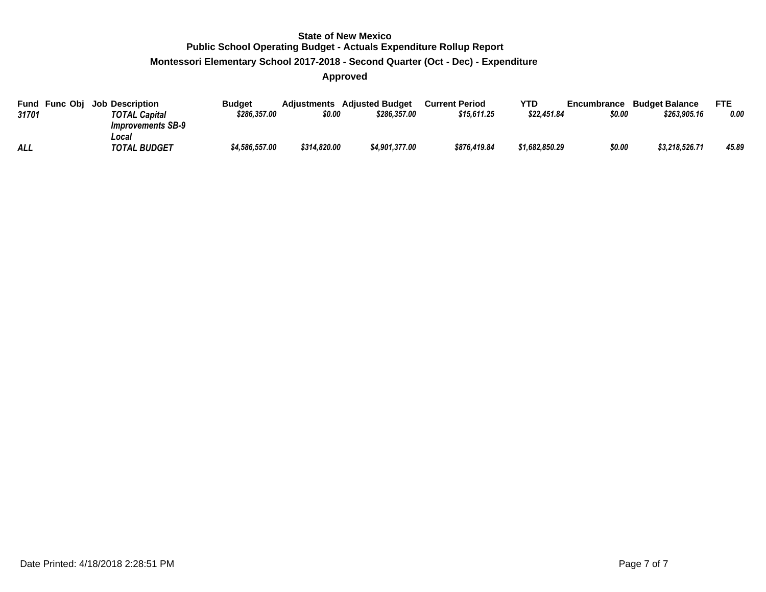**State of New Mexico**
**Public School Operating Budget - Actuals Expenditure Rollup Report**

**Montessori Elementary School 2017-2018 - Second Quarter (Oct - Dec) - Expenditure**

**Approved**

| Fund | Func | Obj | Job | Description | Budget | Adjustments | Adjusted Budget | Current Period | YTD | Encumbrance | Budget Balance | FTE |
|---|---|---|---|---|---|---|---|---|---|---|---|---|
| *31701* | | | | *TOTAL Capital Improvements SB-9 Local* | *$286,357.00* | *$0.00* | *$286,357.00* | *$15,611.25* | *$22,451.84* | *$0.00* | *$263,905.16* | *0.00* |
| *ALL* | | | | *TOTAL BUDGET* | *$4,586,557.00* | *$314,820.00* | *$4,901,377.00* | *$876,419.84* | *$1,682,850.29* | *$0.00* | *$3,218,526.71* | *45.89* |

Date Printed: 4/18/2018 2:28:51 PM